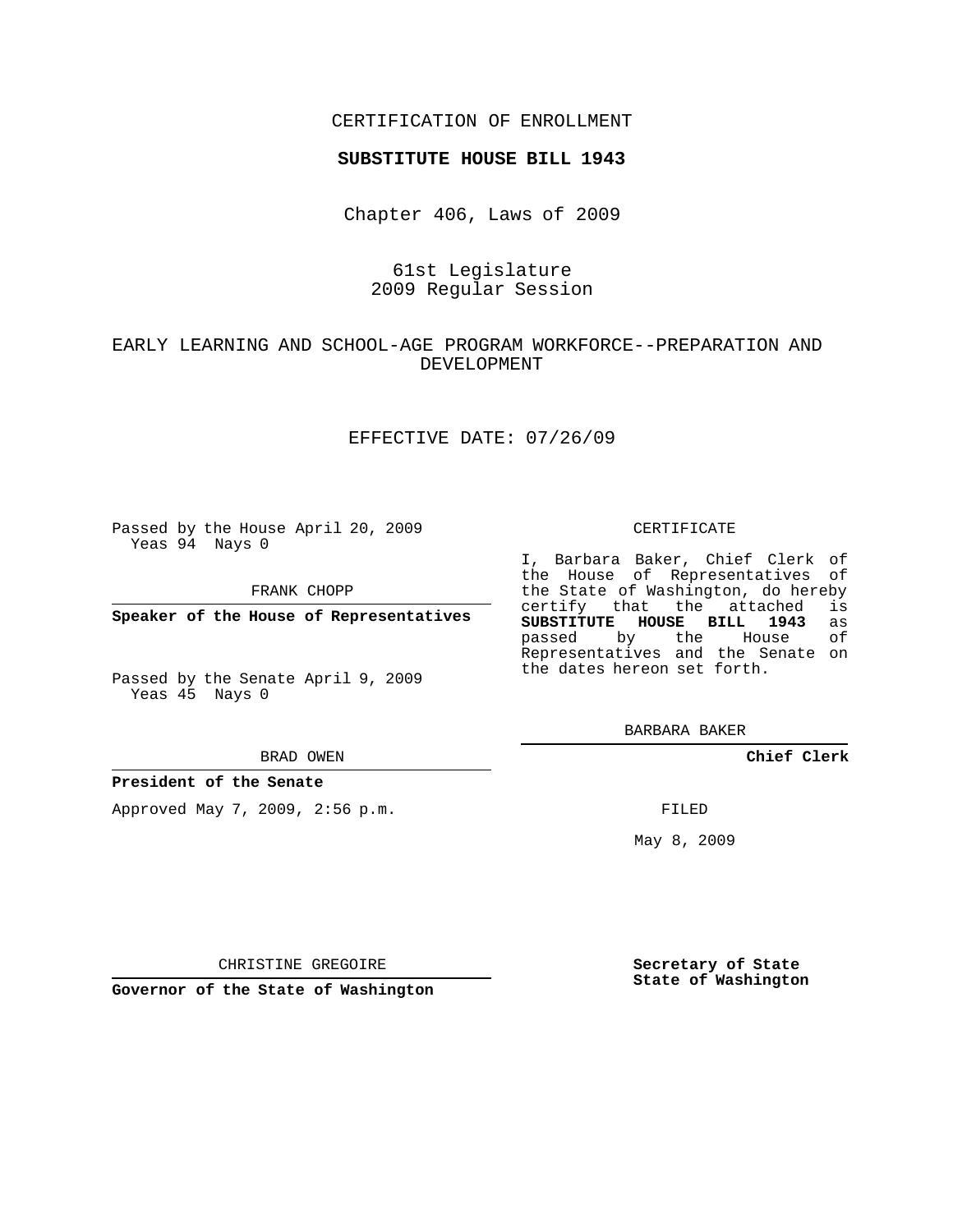CERTIFICATION OF ENROLLMENT

**SUBSTITUTE HOUSE BILL 1943**

Chapter 406, Laws of 2009

61st Legislature
2009 Regular Session

EARLY LEARNING AND SCHOOL-AGE PROGRAM WORKFORCE--PREPARATION AND DEVELOPMENT

EFFECTIVE DATE: 07/26/09

Passed by the House April 20, 2009
Yeas 94 Nays 0

FRANK CHOPP

**Speaker of the House of Representatives**

Passed by the Senate April 9, 2009
Yeas 45 Nays 0

BRAD OWEN

**President of the Senate**

Approved May 7, 2009, 2:56 p.m.

CHRISTINE GREGOIRE

**Governor of the State of Washington**

CERTIFICATE

I, Barbara Baker, Chief Clerk of the House of Representatives of the State of Washington, do hereby certify that the attached is **SUBSTITUTE HOUSE BILL 1943** as passed by the House of Representatives and the Senate on the dates hereon set forth.

BARBARA BAKER

**Chief Clerk**

FILED

May 8, 2009

**Secretary of State**
**State of Washington**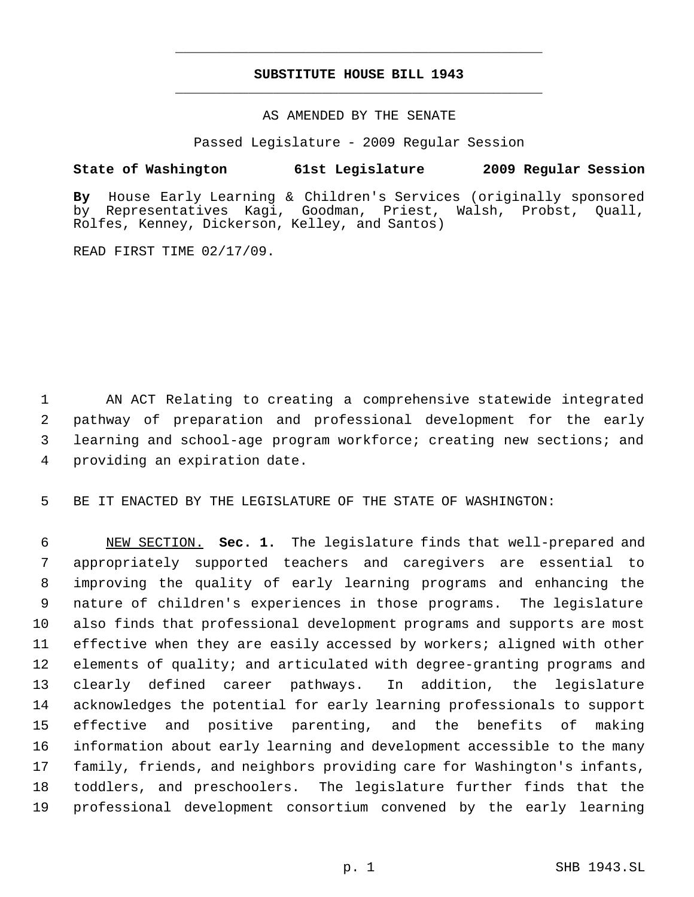# SUBSTITUTE HOUSE BILL 1943

AS AMENDED BY THE SENATE

Passed Legislature - 2009 Regular Session

**State of Washington 61st Legislature 2009 Regular Session**

**By** House Early Learning & Children's Services (originally sponsored by Representatives Kagi, Goodman, Priest, Walsh, Probst, Quall, Rolfes, Kenney, Dickerson, Kelley, and Santos)

READ FIRST TIME 02/17/09.

AN ACT Relating to creating a comprehensive statewide integrated pathway of preparation and professional development for the early learning and school-age program workforce; creating new sections; and providing an expiration date.

BE IT ENACTED BY THE LEGISLATURE OF THE STATE OF WASHINGTON:

NEW SECTION. **Sec. 1.** The legislature finds that well-prepared and appropriately supported teachers and caregivers are essential to improving the quality of early learning programs and enhancing the nature of children's experiences in those programs. The legislature also finds that professional development programs and supports are most effective when they are easily accessed by workers; aligned with other elements of quality; and articulated with degree-granting programs and clearly defined career pathways. In addition, the legislature acknowledges the potential for early learning professionals to support effective and positive parenting, and the benefits of making information about early learning and development accessible to the many family, friends, and neighbors providing care for Washington's infants, toddlers, and preschoolers. The legislature further finds that the professional development consortium convened by the early learning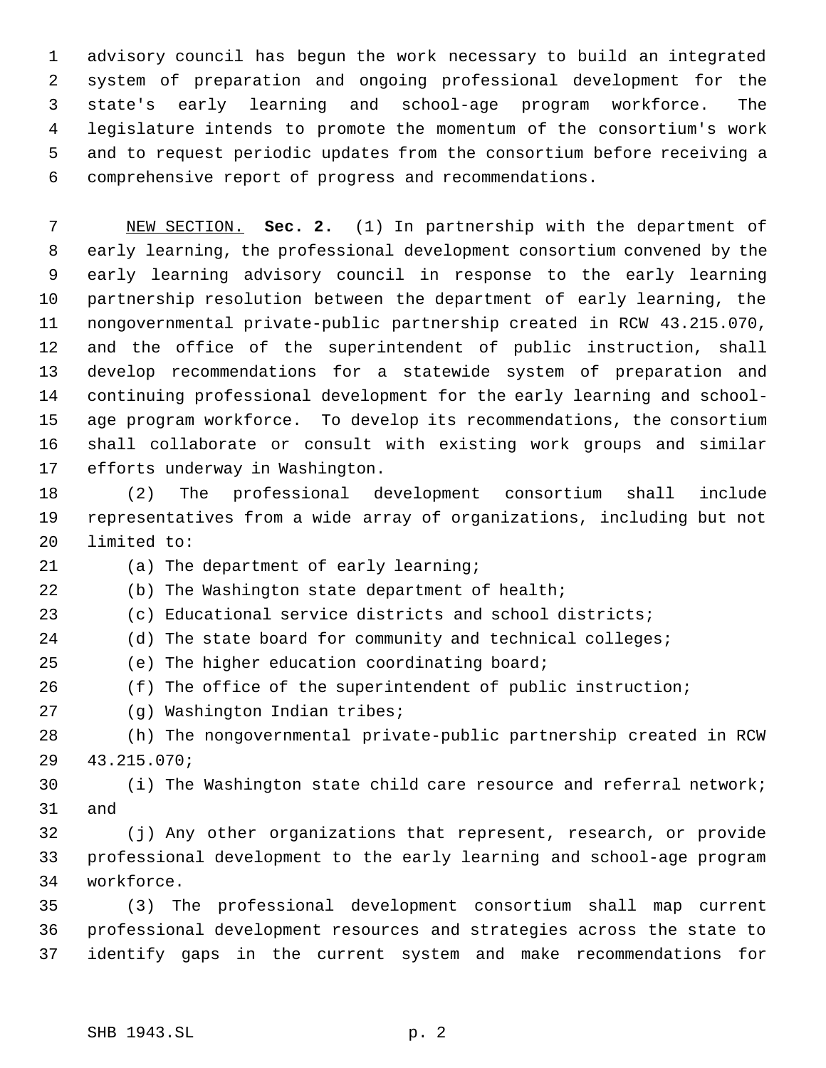advisory council has begun the work necessary to build an integrated system of preparation and ongoing professional development for the state's early learning and school-age program workforce. The legislature intends to promote the momentum of the consortium's work and to request periodic updates from the consortium before receiving a comprehensive report of progress and recommendations.

NEW SECTION. **Sec. 2.** (1) In partnership with the department of early learning, the professional development consortium convened by the early learning advisory council in response to the early learning partnership resolution between the department of early learning, the nongovernmental private-public partnership created in RCW 43.215.070, and the office of the superintendent of public instruction, shall develop recommendations for a statewide system of preparation and continuing professional development for the early learning and school-age program workforce. To develop its recommendations, the consortium shall collaborate or consult with existing work groups and similar efforts underway in Washington.

(2) The professional development consortium shall include representatives from a wide array of organizations, including but not limited to:

(a) The department of early learning;

(b) The Washington state department of health;

(c) Educational service districts and school districts;

(d) The state board for community and technical colleges;

(e) The higher education coordinating board;

(f) The office of the superintendent of public instruction;

(g) Washington Indian tribes;

(h) The nongovernmental private-public partnership created in RCW 43.215.070;

(i) The Washington state child care resource and referral network; and

(j) Any other organizations that represent, research, or provide professional development to the early learning and school-age program workforce.

(3) The professional development consortium shall map current professional development resources and strategies across the state to identify gaps in the current system and make recommendations for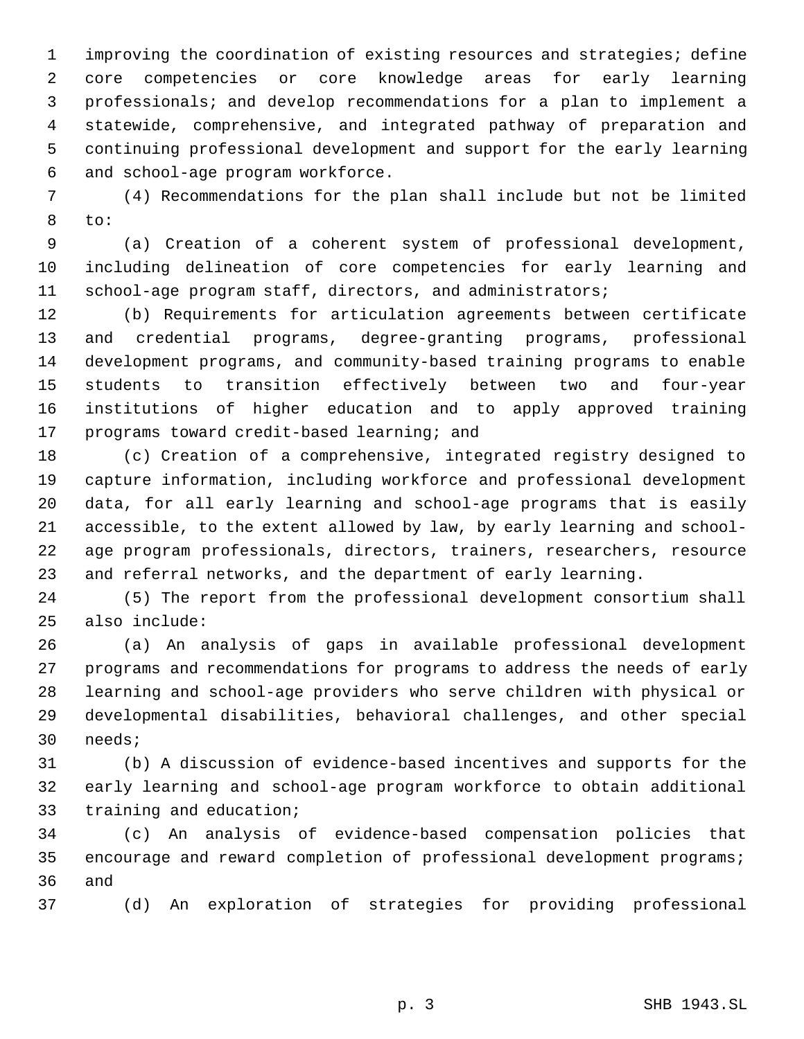improving the coordination of existing resources and strategies; define core competencies or core knowledge areas for early learning professionals; and develop recommendations for a plan to implement a statewide, comprehensive, and integrated pathway of preparation and continuing professional development and support for the early learning and school-age program workforce.

(4) Recommendations for the plan shall include but not be limited to:

(a) Creation of a coherent system of professional development, including delineation of core competencies for early learning and school-age program staff, directors, and administrators;

(b) Requirements for articulation agreements between certificate and credential programs, degree-granting programs, professional development programs, and community-based training programs to enable students to transition effectively between two and four-year institutions of higher education and to apply approved training programs toward credit-based learning; and

(c) Creation of a comprehensive, integrated registry designed to capture information, including workforce and professional development data, for all early learning and school-age programs that is easily accessible, to the extent allowed by law, by early learning and school-age program professionals, directors, trainers, researchers, resource and referral networks, and the department of early learning.

(5) The report from the professional development consortium shall also include:

(a) An analysis of gaps in available professional development programs and recommendations for programs to address the needs of early learning and school-age providers who serve children with physical or developmental disabilities, behavioral challenges, and other special needs;

(b) A discussion of evidence-based incentives and supports for the early learning and school-age program workforce to obtain additional training and education;

(c) An analysis of evidence-based compensation policies that encourage and reward completion of professional development programs; and

(d) An exploration of strategies for providing professional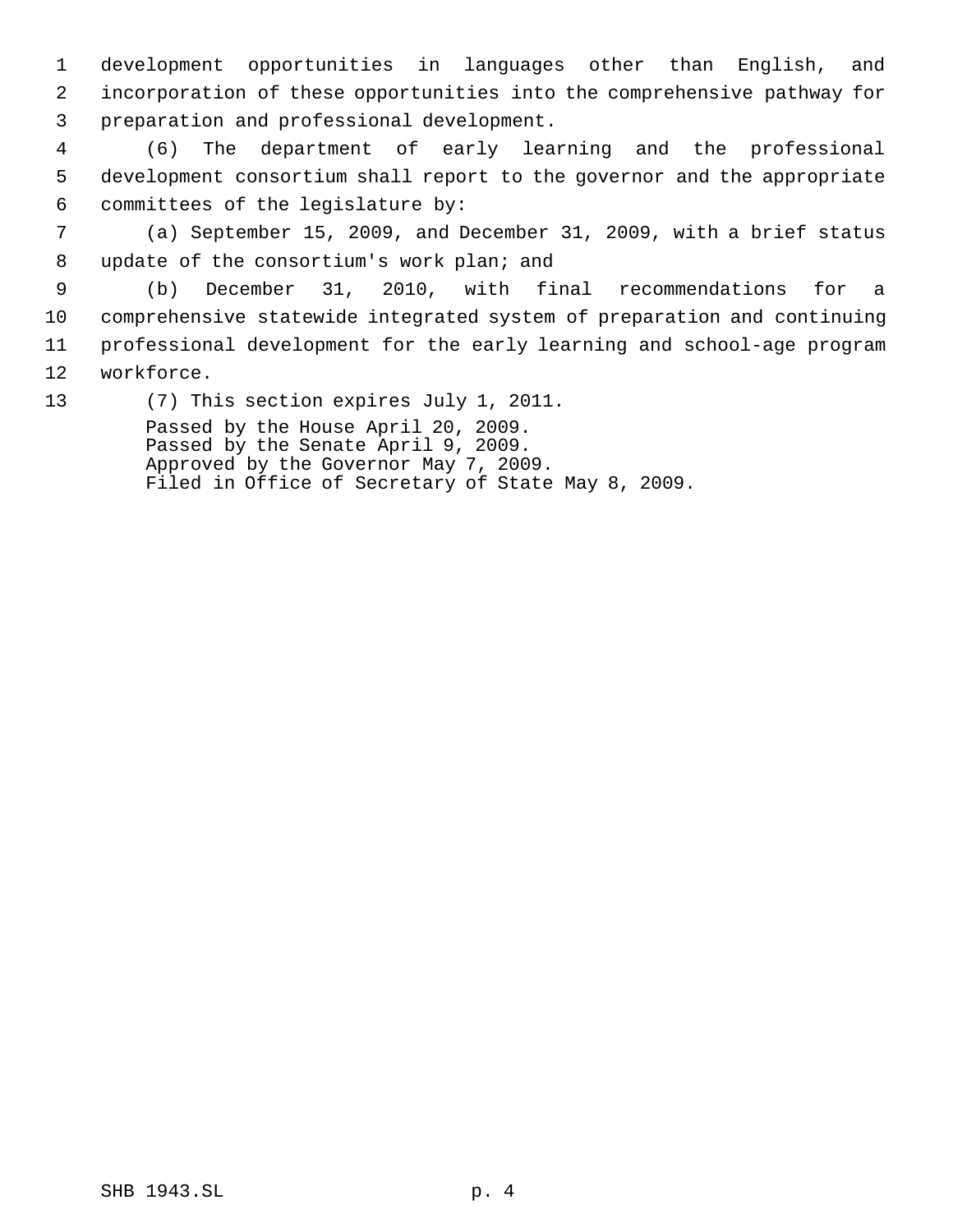development opportunities in languages other than English, and incorporation of these opportunities into the comprehensive pathway for preparation and professional development.

(6) The department of early learning and the professional development consortium shall report to the governor and the appropriate committees of the legislature by:

(a) September 15, 2009, and December 31, 2009, with a brief status update of the consortium's work plan; and

(b) December 31, 2010, with final recommendations for a comprehensive statewide integrated system of preparation and continuing professional development for the early learning and school-age program workforce.

(7) This section expires July 1, 2011.

Passed by the House April 20, 2009.
Passed by the Senate April 9, 2009.
Approved by the Governor May 7, 2009.
Filed in Office of Secretary of State May 8, 2009.